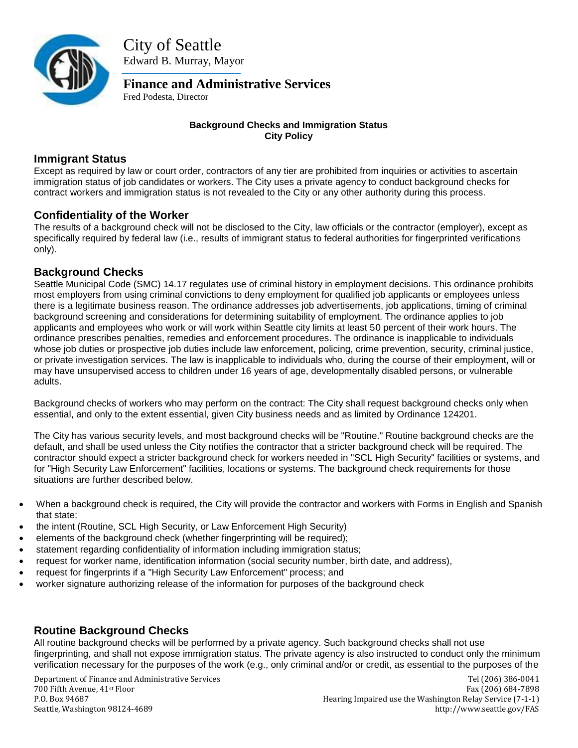# City of Seattle

Edward B. Murray, Mayor

## Finance and Administrative Services

Fred Podesta, Director

**Background Checks and Immigration Status**
**City Policy**

## Immigrant Status

Except as required by law or court order, contractors of any tier are prohibited from inquiries or activities to ascertain immigration status of job candidates or workers. The City uses a private agency to conduct background checks for contract workers and immigration status is not revealed to the City or any other authority during this process.

## Confidentiality of the Worker

The results of a background check will not be disclosed to the City, law officials or the contractor (employer), except as specifically required by federal law (i.e., results of immigrant status to federal authorities for fingerprinted verifications only).

## Background Checks

Seattle Municipal Code (SMC) 14.17 regulates use of criminal history in employment decisions. This ordinance prohibits most employers from using criminal convictions to deny employment for qualified job applicants or employees unless there is a legitimate business reason. The ordinance addresses job advertisements, job applications, timing of criminal background screening and considerations for determining suitability of employment. The ordinance applies to job applicants and employees who work or will work within Seattle city limits at least 50 percent of their work hours. The ordinance prescribes penalties, remedies and enforcement procedures. The ordinance is inapplicable to individuals whose job duties or prospective job duties include law enforcement, policing, crime prevention, security, criminal justice, or private investigation services. The law is inapplicable to individuals who, during the course of their employment, will or may have unsupervised access to children under 16 years of age, developmentally disabled persons, or vulnerable adults.

Background checks of workers who may perform on the contract: The City shall request background checks only when essential, and only to the extent essential, given City business needs and as limited by Ordinance 124201.

The City has various security levels, and most background checks will be "Routine." Routine background checks are the default, and shall be used unless the City notifies the contractor that a stricter background check will be required. The contractor should expect a stricter background check for workers needed in "SCL High Security" facilities or systems, and for "High Security Law Enforcement" facilities, locations or systems. The background check requirements for those situations are further described below.

- When a background check is required, the City will provide the contractor and workers with Forms in English and Spanish that state:
- the intent (Routine, SCL High Security, or Law Enforcement High Security)
- elements of the background check (whether fingerprinting will be required);
- statement regarding confidentiality of information including immigration status;
- request for worker name, identification information (social security number, birth date, and address),
- request for fingerprints if a "High Security Law Enforcement" process; and
- worker signature authorizing release of the information for purposes of the background check

## Routine Background Checks

All routine background checks will be performed by a private agency. Such background checks shall not use fingerprinting, and shall not expose immigration status. The private agency is also instructed to conduct only the minimum verification necessary for the purposes of the work (e.g., only criminal and/or or credit, as essential to the purposes of the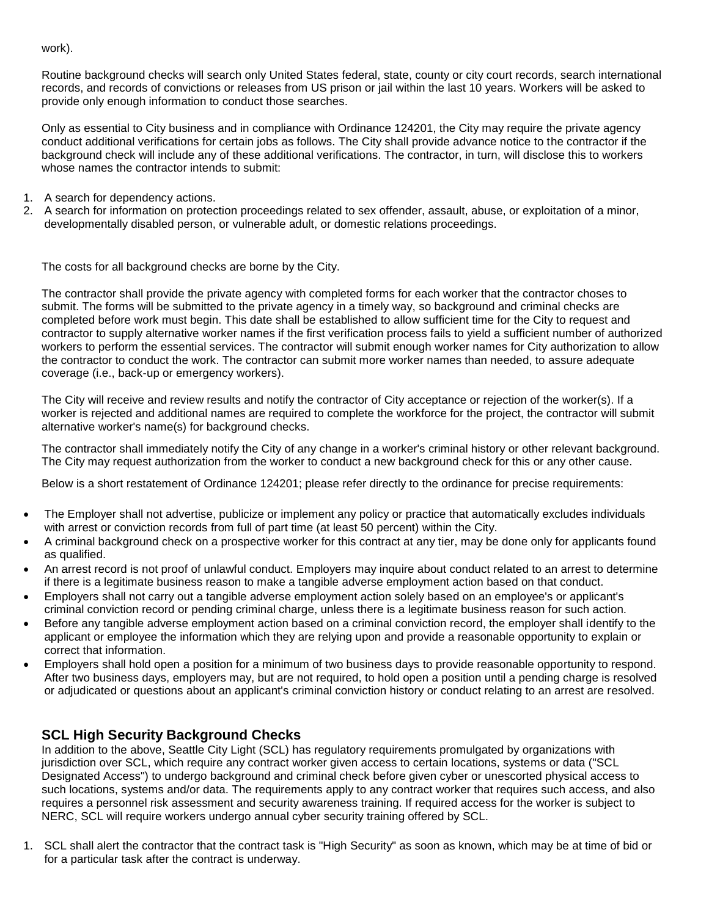work).

Routine background checks will search only United States federal, state, county or city court records, search international records, and records of convictions or releases from US prison or jail within the last 10 years. Workers will be asked to provide only enough information to conduct those searches.

Only as essential to City business and in compliance with Ordinance 124201, the City may require the private agency conduct additional verifications for certain jobs as follows. The City shall provide advance notice to the contractor if the background check will include any of these additional verifications. The contractor, in turn, will disclose this to workers whose names the contractor intends to submit:

1. A search for dependency actions.
2. A search for information on protection proceedings related to sex offender, assault, abuse, or exploitation of a minor, developmentally disabled person, or vulnerable adult, or domestic relations proceedings.

The costs for all background checks are borne by the City.

The contractor shall provide the private agency with completed forms for each worker that the contractor choses to submit. The forms will be submitted to the private agency in a timely way, so background and criminal checks are completed before work must begin. This date shall be established to allow sufficient time for the City to request and contractor to supply alternative worker names if the first verification process fails to yield a sufficient number of authorized workers to perform the essential services. The contractor will submit enough worker names for City authorization to allow the contractor to conduct the work. The contractor can submit more worker names than needed, to assure adequate coverage (i.e., back-up or emergency workers).

The City will receive and review results and notify the contractor of City acceptance or rejection of the worker(s). If a worker is rejected and additional names are required to complete the workforce for the project, the contractor will submit alternative worker's name(s) for background checks.

The contractor shall immediately notify the City of any change in a worker's criminal history or other relevant background. The City may request authorization from the worker to conduct a new background check for this or any other cause.

Below is a short restatement of Ordinance 124201; please refer directly to the ordinance for precise requirements:

- The Employer shall not advertise, publicize or implement any policy or practice that automatically excludes individuals with arrest or conviction records from full of part time (at least 50 percent) within the City.
- A criminal background check on a prospective worker for this contract at any tier, may be done only for applicants found as qualified.
- An arrest record is not proof of unlawful conduct. Employers may inquire about conduct related to an arrest to determine if there is a legitimate business reason to make a tangible adverse employment action based on that conduct.
- Employers shall not carry out a tangible adverse employment action solely based on an employee's or applicant's criminal conviction record or pending criminal charge, unless there is a legitimate business reason for such action.
- Before any tangible adverse employment action based on a criminal conviction record, the employer shall identify to the applicant or employee the information which they are relying upon and provide a reasonable opportunity to explain or correct that information.
- Employers shall hold open a position for a minimum of two business days to provide reasonable opportunity to respond. After two business days, employers may, but are not required, to hold open a position until a pending charge is resolved or adjudicated or questions about an applicant's criminal conviction history or conduct relating to an arrest are resolved.

## SCL High Security Background Checks

In addition to the above, Seattle City Light (SCL) has regulatory requirements promulgated by organizations with jurisdiction over SCL, which require any contract worker given access to certain locations, systems or data ("SCL Designated Access") to undergo background and criminal check before given cyber or unescorted physical access to such locations, systems and/or data. The requirements apply to any contract worker that requires such access, and also requires a personnel risk assessment and security awareness training. If required access for the worker is subject to NERC, SCL will require workers undergo annual cyber security training offered by SCL.

1. SCL shall alert the contractor that the contract task is "High Security" as soon as known, which may be at time of bid or for a particular task after the contract is underway.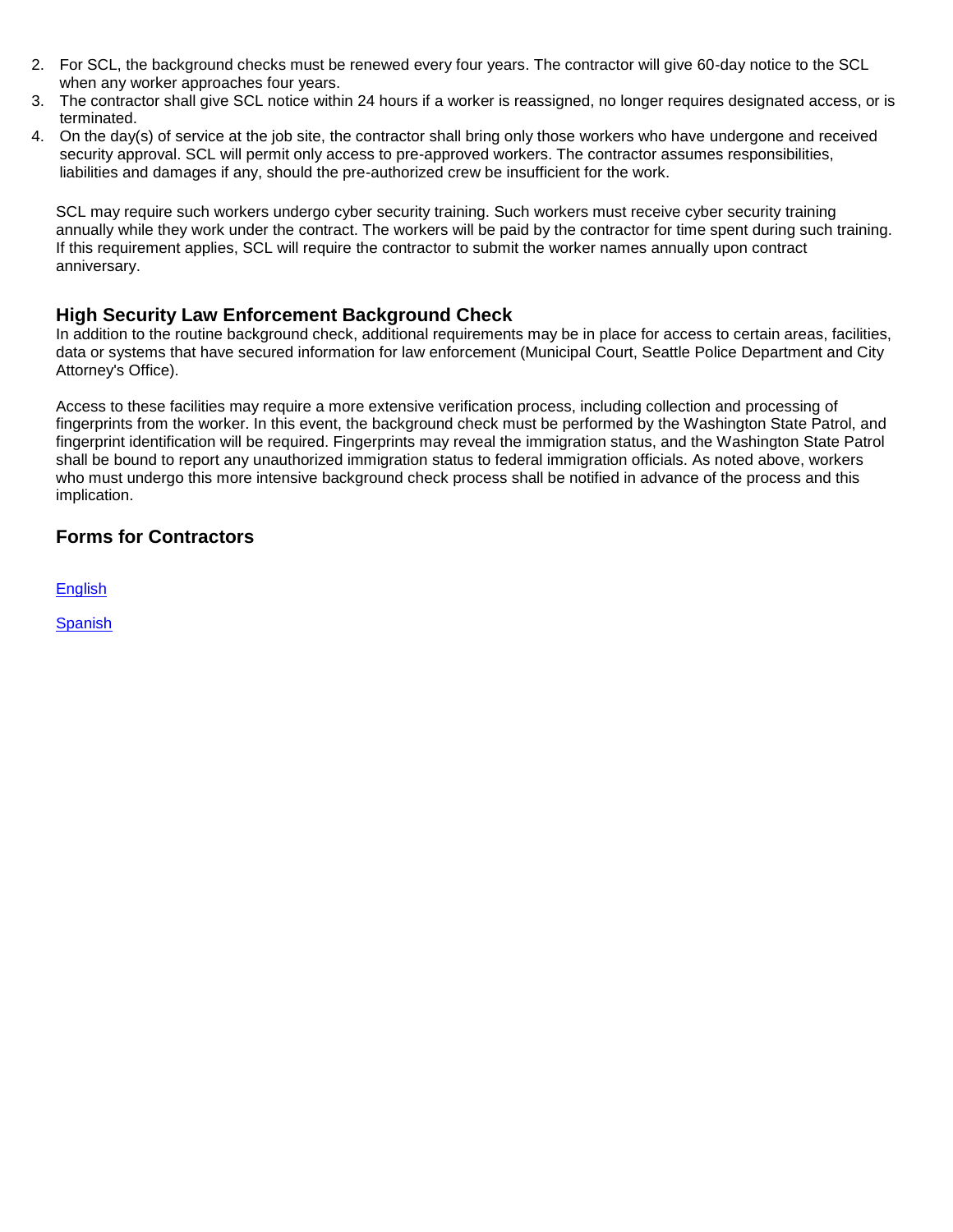2. For SCL, the background checks must be renewed every four years. The contractor will give 60-day notice to the SCL when any worker approaches four years.
3. The contractor shall give SCL notice within 24 hours if a worker is reassigned, no longer requires designated access, or is terminated.
4. On the day(s) of service at the job site, the contractor shall bring only those workers who have undergone and received security approval. SCL will permit only access to pre-approved workers. The contractor assumes responsibilities, liabilities and damages if any, should the pre-authorized crew be insufficient for the work.

SCL may require such workers undergo cyber security training. Such workers must receive cyber security training annually while they work under the contract. The workers will be paid by the contractor for time spent during such training. If this requirement applies, SCL will require the contractor to submit the worker names annually upon contract anniversary.

### High Security Law Enforcement Background Check

In addition to the routine background check, additional requirements may be in place for access to certain areas, facilities, data or systems that have secured information for law enforcement (Municipal Court, Seattle Police Department and City Attorney's Office).

Access to these facilities may require a more extensive verification process, including collection and processing of fingerprints from the worker. In this event, the background check must be performed by the Washington State Patrol, and fingerprint identification will be required. Fingerprints may reveal the immigration status, and the Washington State Patrol shall be bound to report any unauthorized immigration status to federal immigration officials. As noted above, workers who must undergo this more intensive background check process shall be notified in advance of the process and this implication.

### Forms for Contractors

English

Spanish